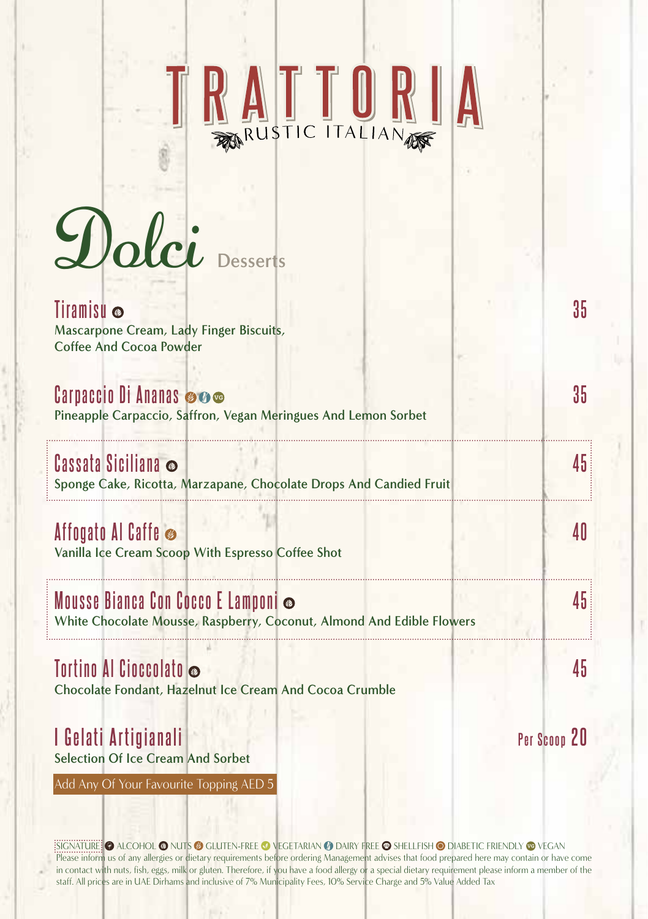# TRATTORIA

RUSTIC ITALIAN

## Dolci Desserts

### Tiramisu — 35

Mascarpone Cream, Lady Finger Biscuits, Coffee And Cocoa Powder

### Carpaccio Di Ananas — 35

Pineapple Carpaccio, Saffron, Vegan Meringues And Lemon Sorbet

### Cassata Siciliana — 45

Sponge Cake, Ricotta, Marzapane, Chocolate Drops And Candied Fruit

### Affogato Al Caffe — 40

Vanilla Ice Cream Scoop With Espresso Coffee Shot

### Mousse Bianca Con Cocco E Lamponi — 45

White Chocolate Mousse, Raspberry, Coconut, Almond And Edible Flowers

### Tortino Al Cioccolato — 45

Chocolate Fondant, Hazelnut Ice Cream And Cocoa Crumble

### I Gelati Artigianali — Per Scoop 20

Selection Of Ice Cream And Sorbet

Add Any Of Your Favourite Topping AED 5

SIGNATURE ALCOHOL NUTS GLUTEN-FREE VEGETARIAN DAIRY FREE SHELLFISH DIABETIC FRIENDLY VEGAN

Please inform us of any allergies or dietary requirements before ordering Management advises that food prepared here may contain or have come in contact with nuts, fish, eggs, milk or gluten. Therefore, if you have a food allergy or a special dietary requirement please inform a member of the staff. All prices are in UAE Dirhams and inclusive of 7% Municipality Fees, 10% Service Charge and 5% Value Added Tax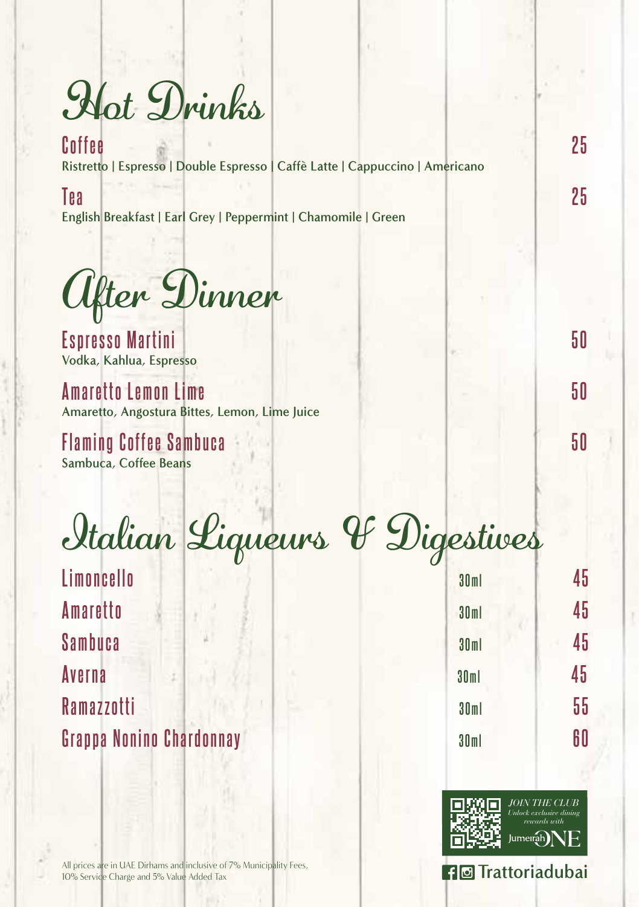# Hot Drinks

**Coffee** 25
Ristretto | Espresso | Double Espresso | Caffè Latte | Cappuccino | Americano

**Tea** 25
English Breakfast | Earl Grey | Peppermint | Chamomile | Green

# After Dinner

**Espresso Martini** 50
Vodka, Kahlua, Espresso

**Amaretto Lemon Lime** 50
Amaretto, Angostura Bittes, Lemon, Lime Juice

**Flaming Coffee Sambuca** 50
Sambuca, Coffee Beans

# Italian Liqueurs & Digestives

| | | |
|---|---|---|
| Limoncello | 30ml | 45 |
| Amaretto | 30ml | 45 |
| Sambuca | 30ml | 45 |
| Averna | 30ml | 45 |
| Ramazzotti | 30ml | 55 |
| Grappa Nonino Chardonnay | 30ml | 60 |

JOIN THE CLUB
*Unlock exclusive dining rewards with*
Jumeirah ONE

Trattoriadubai

All prices are in UAE Dirhams and inclusive of 7% Municipality Fees, 10% Service Charge and 5% Value Added Tax